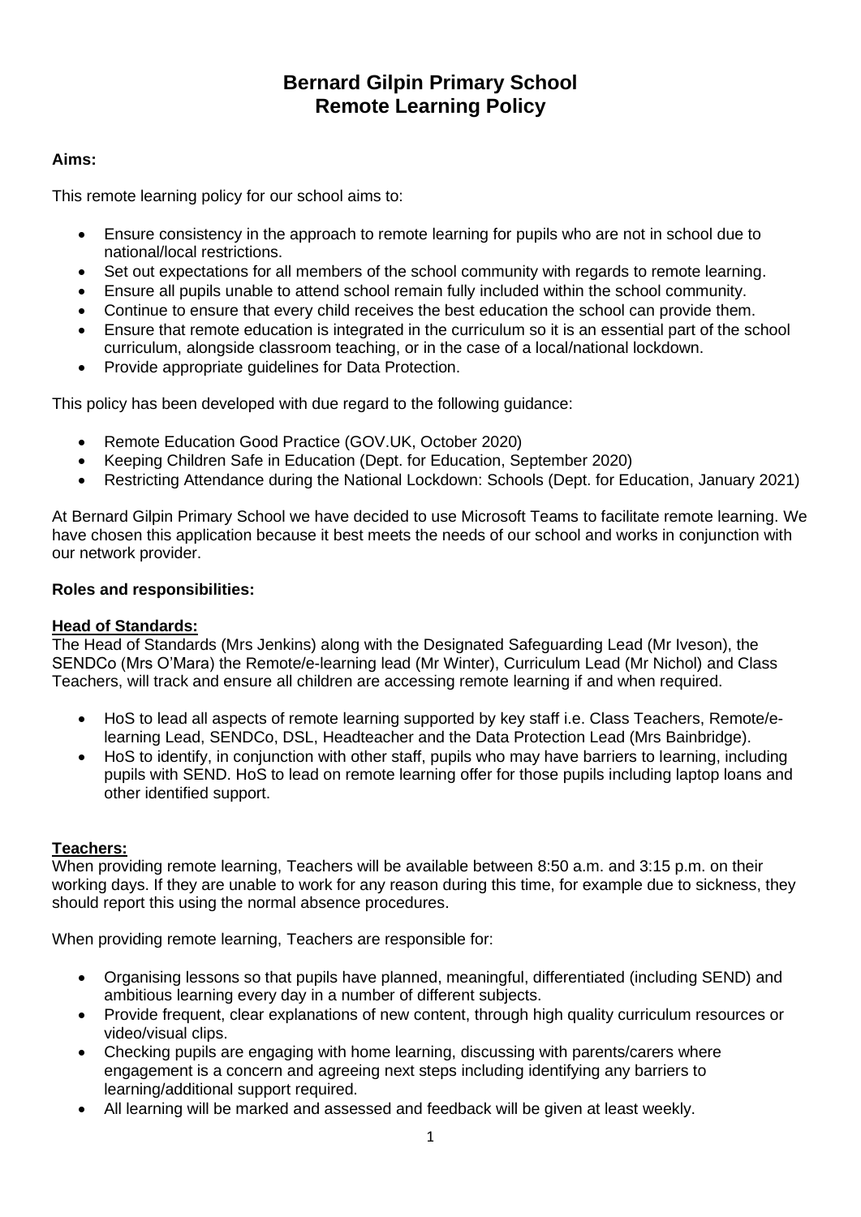# Bernard Gilpin Primary School
# Remote Learning Policy

**Aims:**

This remote learning policy for our school aims to:

- Ensure consistency in the approach to remote learning for pupils who are not in school due to national/local restrictions.
- Set out expectations for all members of the school community with regards to remote learning.
- Ensure all pupils unable to attend school remain fully included within the school community.
- Continue to ensure that every child receives the best education the school can provide them.
- Ensure that remote education is integrated in the curriculum so it is an essential part of the school curriculum, alongside classroom teaching, or in the case of a local/national lockdown.
- Provide appropriate guidelines for Data Protection.

This policy has been developed with due regard to the following guidance:

- Remote Education Good Practice (GOV.UK, October 2020)
- Keeping Children Safe in Education (Dept. for Education, September 2020)
- Restricting Attendance during the National Lockdown: Schools (Dept. for Education, January 2021)

At Bernard Gilpin Primary School we have decided to use Microsoft Teams to facilitate remote learning. We have chosen this application because it best meets the needs of our school and works in conjunction with our network provider.

**Roles and responsibilities:**

**Head of Standards:**

The Head of Standards (Mrs Jenkins) along with the Designated Safeguarding Lead (Mr Iveson), the SENDCo (Mrs O'Mara) the Remote/e-learning lead (Mr Winter), Curriculum Lead (Mr Nichol) and Class Teachers, will track and ensure all children are accessing remote learning if and when required.

- HoS to lead all aspects of remote learning supported by key staff i.e. Class Teachers, Remote/e-learning Lead, SENDCo, DSL, Headteacher and the Data Protection Lead (Mrs Bainbridge).
- HoS to identify, in conjunction with other staff, pupils who may have barriers to learning, including pupils with SEND. HoS to lead on remote learning offer for those pupils including laptop loans and other identified support.

**Teachers:**

When providing remote learning, Teachers will be available between 8:50 a.m. and 3:15 p.m. on their working days. If they are unable to work for any reason during this time, for example due to sickness, they should report this using the normal absence procedures.

When providing remote learning, Teachers are responsible for:

- Organising lessons so that pupils have planned, meaningful, differentiated (including SEND) and ambitious learning every day in a number of different subjects.
- Provide frequent, clear explanations of new content, through high quality curriculum resources or video/visual clips.
- Checking pupils are engaging with home learning, discussing with parents/carers where engagement is a concern and agreeing next steps including identifying any barriers to learning/additional support required.
- All learning will be marked and assessed and feedback will be given at least weekly.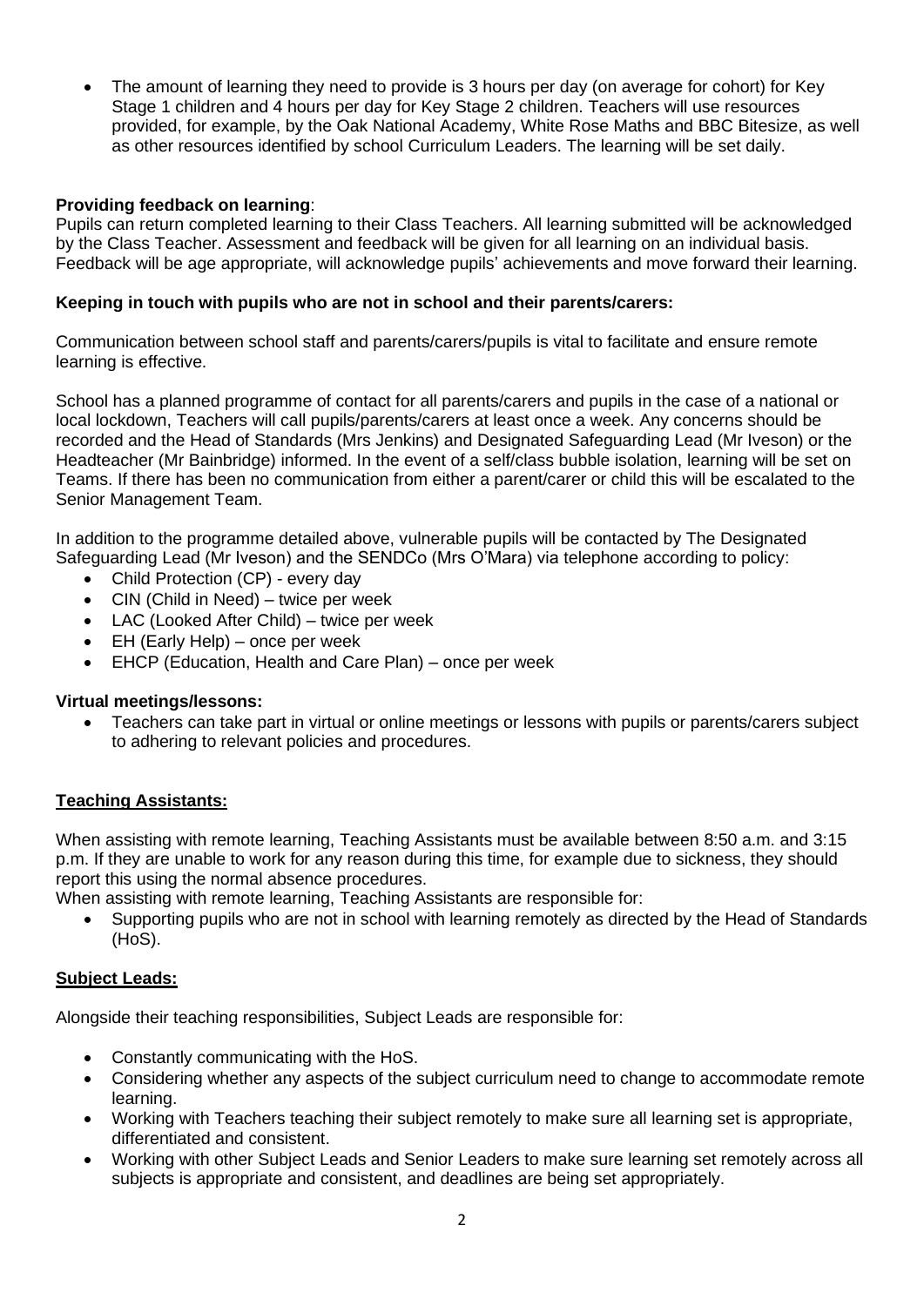- The amount of learning they need to provide is 3 hours per day (on average for cohort) for Key Stage 1 children and 4 hours per day for Key Stage 2 children. Teachers will use resources provided, for example, by the Oak National Academy, White Rose Maths and BBC Bitesize, as well as other resources identified by school Curriculum Leaders. The learning will be set daily.

**Providing feedback on learning**:
Pupils can return completed learning to their Class Teachers. All learning submitted will be acknowledged by the Class Teacher. Assessment and feedback will be given for all learning on an individual basis. Feedback will be age appropriate, will acknowledge pupils' achievements and move forward their learning.

**Keeping in touch with pupils who are not in school and their parents/carers:**

Communication between school staff and parents/carers/pupils is vital to facilitate and ensure remote learning is effective.

School has a planned programme of contact for all parents/carers and pupils in the case of a national or local lockdown, Teachers will call pupils/parents/carers at least once a week. Any concerns should be recorded and the Head of Standards (Mrs Jenkins) and Designated Safeguarding Lead (Mr Iveson) or the Headteacher (Mr Bainbridge) informed. In the event of a self/class bubble isolation, learning will be set on Teams. If there has been no communication from either a parent/carer or child this will be escalated to the Senior Management Team.

In addition to the programme detailed above, vulnerable pupils will be contacted by The Designated Safeguarding Lead (Mr Iveson) and the SENDCo (Mrs O'Mara) via telephone according to policy:

- Child Protection (CP) - every day
- CIN (Child in Need) – twice per week
- LAC (Looked After Child) – twice per week
- EH (Early Help) – once per week
- EHCP (Education, Health and Care Plan) – once per week

**Virtual meetings/lessons:**

- Teachers can take part in virtual or online meetings or lessons with pupils or parents/carers subject to adhering to relevant policies and procedures.

## Teaching Assistants:

When assisting with remote learning, Teaching Assistants must be available between 8:50 a.m. and 3:15 p.m. If they are unable to work for any reason during this time, for example due to sickness, they should report this using the normal absence procedures.
When assisting with remote learning, Teaching Assistants are responsible for:

- Supporting pupils who are not in school with learning remotely as directed by the Head of Standards (HoS).

## Subject Leads:

Alongside their teaching responsibilities, Subject Leads are responsible for:

- Constantly communicating with the HoS.
- Considering whether any aspects of the subject curriculum need to change to accommodate remote learning.
- Working with Teachers teaching their subject remotely to make sure all learning set is appropriate, differentiated and consistent.
- Working with other Subject Leads and Senior Leaders to make sure learning set remotely across all subjects is appropriate and consistent, and deadlines are being set appropriately.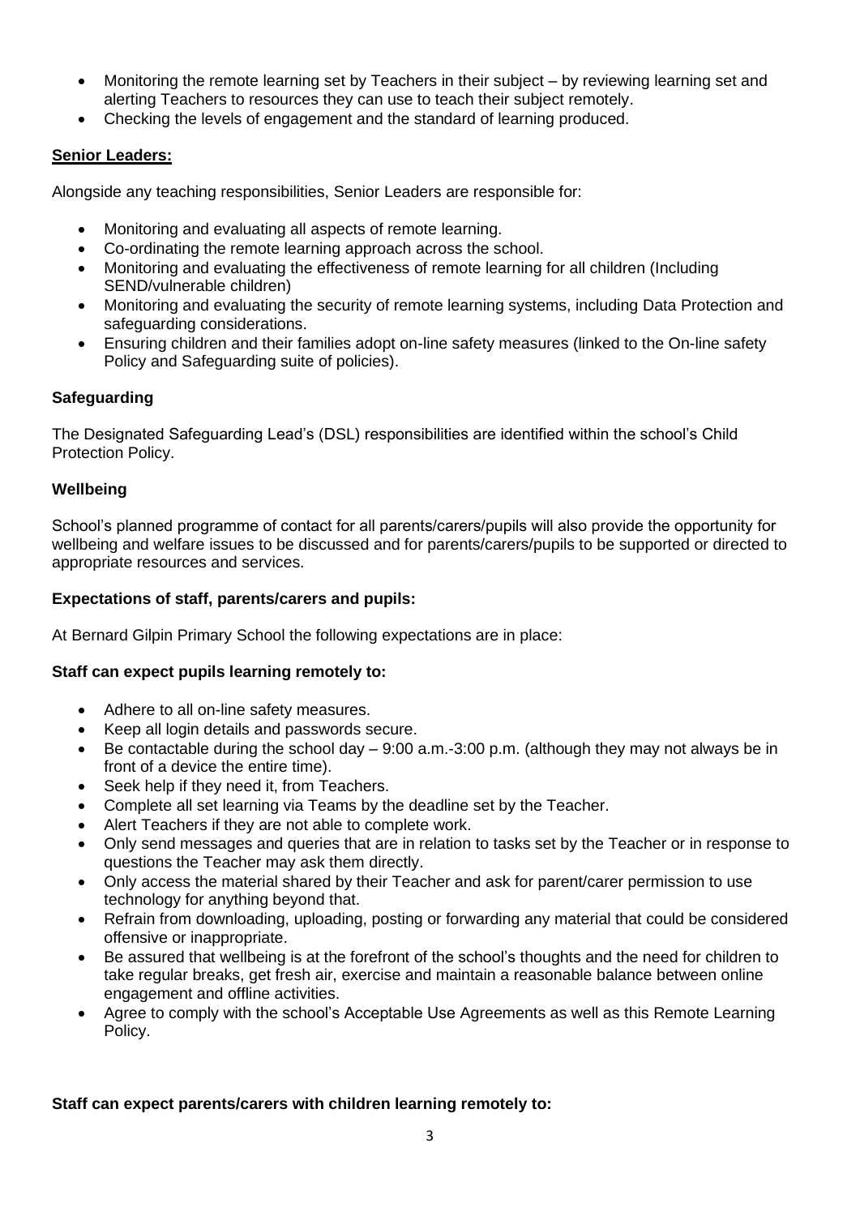- Monitoring the remote learning set by Teachers in their subject – by reviewing learning set and alerting Teachers to resources they can use to teach their subject remotely.
- Checking the levels of engagement and the standard of learning produced.

**Senior Leaders:**

Alongside any teaching responsibilities, Senior Leaders are responsible for:

- Monitoring and evaluating all aspects of remote learning.
- Co-ordinating the remote learning approach across the school.
- Monitoring and evaluating the effectiveness of remote learning for all children (Including SEND/vulnerable children)
- Monitoring and evaluating the security of remote learning systems, including Data Protection and safeguarding considerations.
- Ensuring children and their families adopt on-line safety measures (linked to the On-line safety Policy and Safeguarding suite of policies).

**Safeguarding**

The Designated Safeguarding Lead's (DSL) responsibilities are identified within the school's Child Protection Policy.

**Wellbeing**

School's planned programme of contact for all parents/carers/pupils will also provide the opportunity for wellbeing and welfare issues to be discussed and for parents/carers/pupils to be supported or directed to appropriate resources and services.

**Expectations of staff, parents/carers and pupils:**

At Bernard Gilpin Primary School the following expectations are in place:

**Staff can expect pupils learning remotely to:**

- Adhere to all on-line safety measures.
- Keep all login details and passwords secure.
- Be contactable during the school day – 9:00 a.m.-3:00 p.m. (although they may not always be in front of a device the entire time).
- Seek help if they need it, from Teachers.
- Complete all set learning via Teams by the deadline set by the Teacher.
- Alert Teachers if they are not able to complete work.
- Only send messages and queries that are in relation to tasks set by the Teacher or in response to questions the Teacher may ask them directly.
- Only access the material shared by their Teacher and ask for parent/carer permission to use technology for anything beyond that.
- Refrain from downloading, uploading, posting or forwarding any material that could be considered offensive or inappropriate.
- Be assured that wellbeing is at the forefront of the school's thoughts and the need for children to take regular breaks, get fresh air, exercise and maintain a reasonable balance between online engagement and offline activities.
- Agree to comply with the school's Acceptable Use Agreements as well as this Remote Learning Policy.

**Staff can expect parents/carers with children learning remotely to:**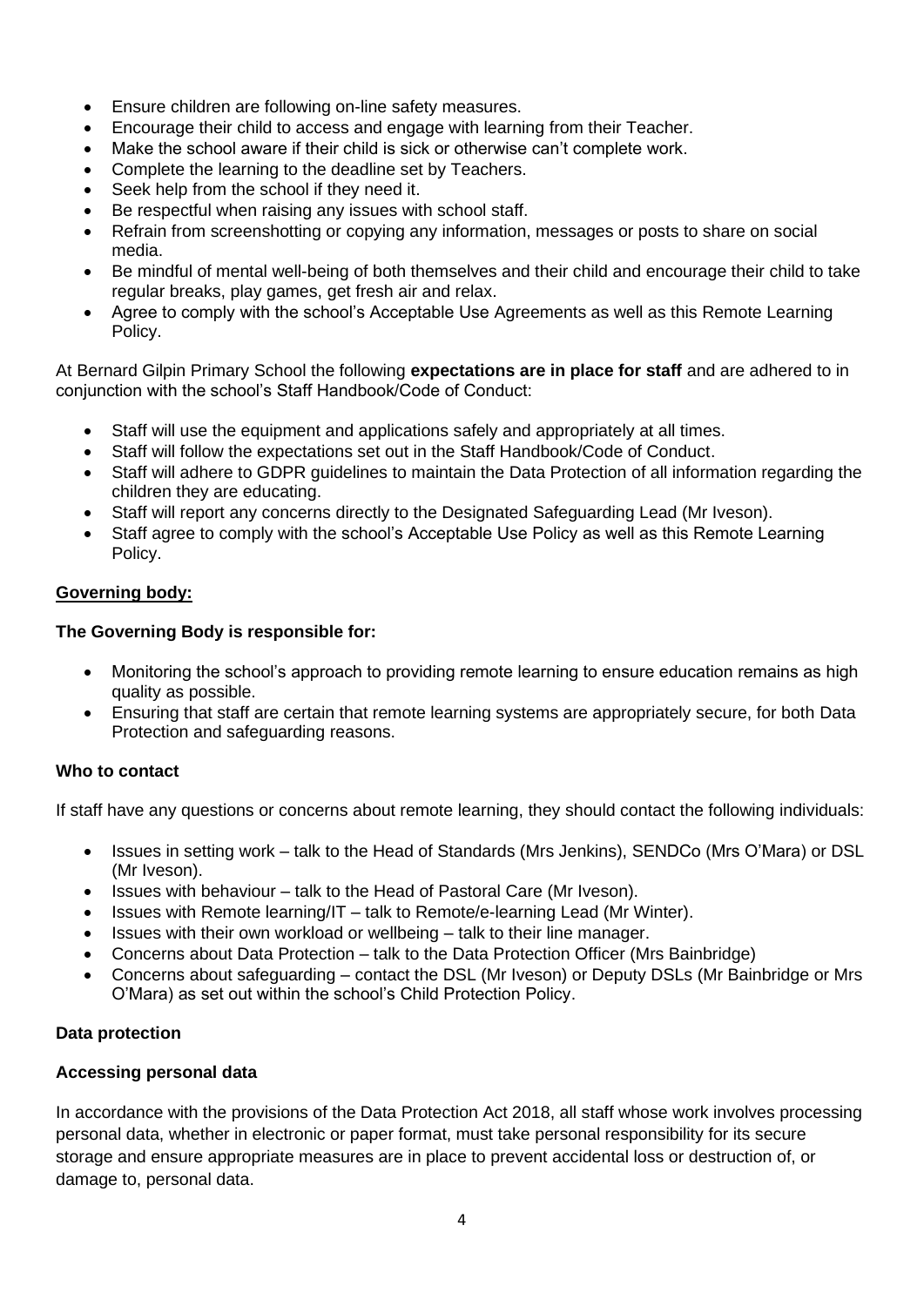- Ensure children are following on-line safety measures.
- Encourage their child to access and engage with learning from their Teacher.
- Make the school aware if their child is sick or otherwise can't complete work.
- Complete the learning to the deadline set by Teachers.
- Seek help from the school if they need it.
- Be respectful when raising any issues with school staff.
- Refrain from screenshotting or copying any information, messages or posts to share on social media.
- Be mindful of mental well-being of both themselves and their child and encourage their child to take regular breaks, play games, get fresh air and relax.
- Agree to comply with the school's Acceptable Use Agreements as well as this Remote Learning Policy.

At Bernard Gilpin Primary School the following **expectations are in place for staff** and are adhered to in conjunction with the school's Staff Handbook/Code of Conduct:

- Staff will use the equipment and applications safely and appropriately at all times.
- Staff will follow the expectations set out in the Staff Handbook/Code of Conduct.
- Staff will adhere to GDPR guidelines to maintain the Data Protection of all information regarding the children they are educating.
- Staff will report any concerns directly to the Designated Safeguarding Lead (Mr Iveson).
- Staff agree to comply with the school's Acceptable Use Policy as well as this Remote Learning Policy.

**Governing body:**

**The Governing Body is responsible for:**

- Monitoring the school's approach to providing remote learning to ensure education remains as high quality as possible.
- Ensuring that staff are certain that remote learning systems are appropriately secure, for both Data Protection and safeguarding reasons.

**Who to contact**

If staff have any questions or concerns about remote learning, they should contact the following individuals:

- Issues in setting work – talk to the Head of Standards (Mrs Jenkins), SENDCo (Mrs O'Mara) or DSL (Mr Iveson).
- Issues with behaviour – talk to the Head of Pastoral Care (Mr Iveson).
- Issues with Remote learning/IT – talk to Remote/e-learning Lead (Mr Winter).
- Issues with their own workload or wellbeing – talk to their line manager.
- Concerns about Data Protection – talk to the Data Protection Officer (Mrs Bainbridge)
- Concerns about safeguarding – contact the DSL (Mr Iveson) or Deputy DSLs (Mr Bainbridge or Mrs O'Mara) as set out within the school's Child Protection Policy.

**Data protection**

**Accessing personal data**

In accordance with the provisions of the Data Protection Act 2018, all staff whose work involves processing personal data, whether in electronic or paper format, must take personal responsibility for its secure storage and ensure appropriate measures are in place to prevent accidental loss or destruction of, or damage to, personal data.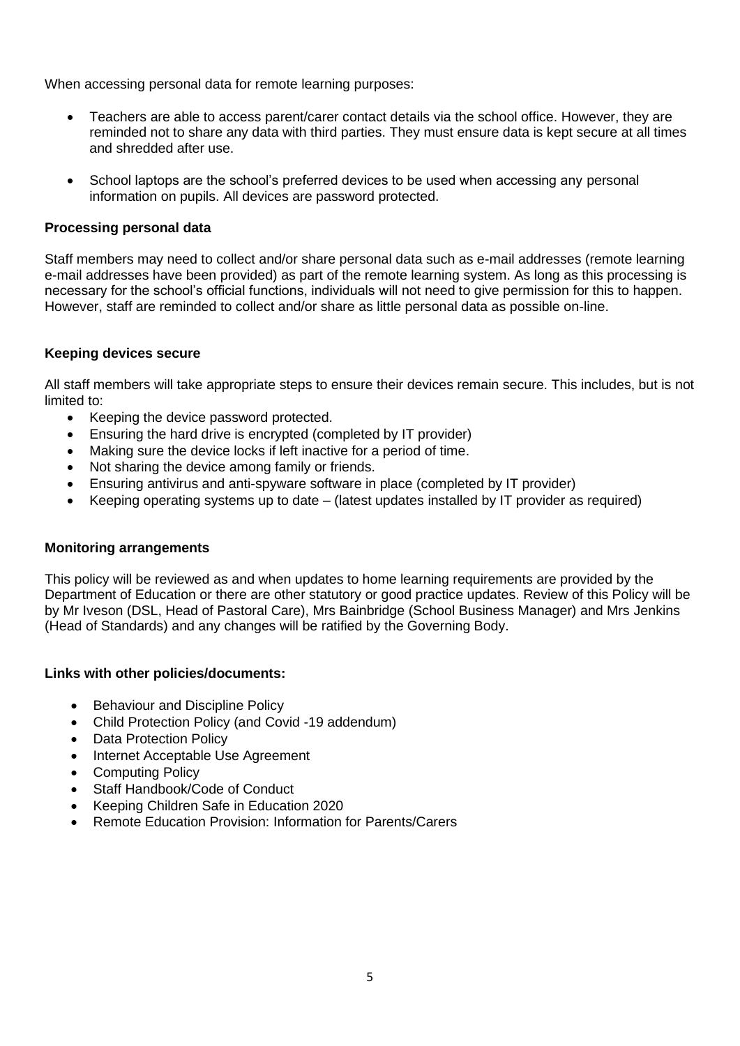When accessing personal data for remote learning purposes:

- Teachers are able to access parent/carer contact details via the school office. However, they are reminded not to share any data with third parties. They must ensure data is kept secure at all times and shredded after use.

- School laptops are the school's preferred devices to be used when accessing any personal information on pupils. All devices are password protected.

**Processing personal data**

Staff members may need to collect and/or share personal data such as e-mail addresses (remote learning e-mail addresses have been provided) as part of the remote learning system. As long as this processing is necessary for the school's official functions, individuals will not need to give permission for this to happen. However, staff are reminded to collect and/or share as little personal data as possible on-line.

**Keeping devices secure**

All staff members will take appropriate steps to ensure their devices remain secure. This includes, but is not limited to:

- Keeping the device password protected.
- Ensuring the hard drive is encrypted (completed by IT provider)
- Making sure the device locks if left inactive for a period of time.
- Not sharing the device among family or friends.
- Ensuring antivirus and anti-spyware software in place (completed by IT provider)
- Keeping operating systems up to date – (latest updates installed by IT provider as required)

**Monitoring arrangements**

This policy will be reviewed as and when updates to home learning requirements are provided by the Department of Education or there are other statutory or good practice updates. Review of this Policy will be by Mr Iveson (DSL, Head of Pastoral Care), Mrs Bainbridge (School Business Manager) and Mrs Jenkins (Head of Standards) and any changes will be ratified by the Governing Body.

**Links with other policies/documents:**

- Behaviour and Discipline Policy
- Child Protection Policy (and Covid -19 addendum)
- Data Protection Policy
- Internet Acceptable Use Agreement
- Computing Policy
- Staff Handbook/Code of Conduct
- Keeping Children Safe in Education 2020
- Remote Education Provision: Information for Parents/Carers